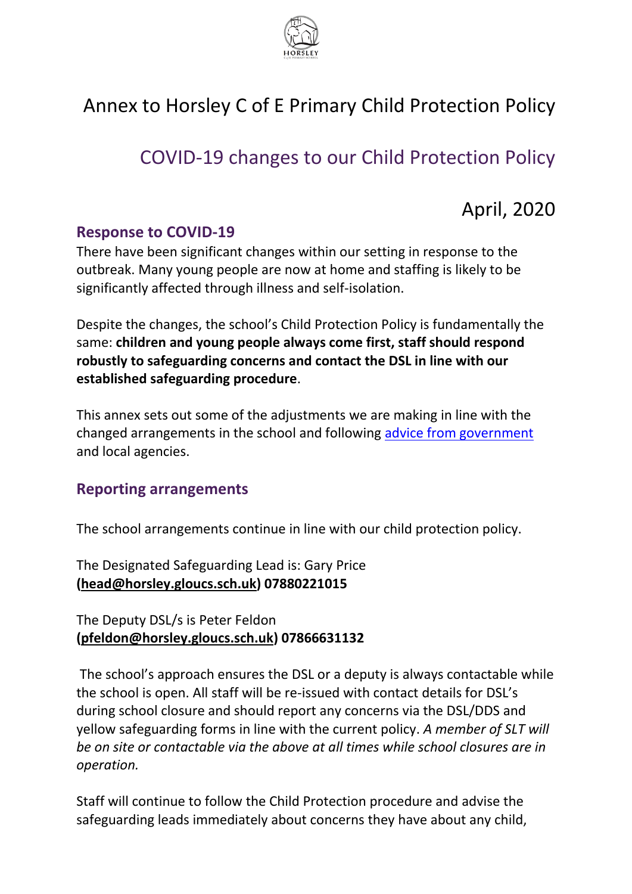# Annex to Horsley C of E Primary Child Protection Policy

## COVID-19 changes to our Child Protection Policy

April, 2020

### Response to COVID-19

There have been significant changes within our setting in response to the outbreak. Many young people are now at home and staffing is likely to be significantly affected through illness and self-isolation.

Despite the changes, the school's Child Protection Policy is fundamentally the same: **children and young people always come first, staff should respond robustly to safeguarding concerns and contact the DSL in line with our established safeguarding procedure**.

This annex sets out some of the adjustments we are making in line with the changed arrangements in the school and following advice from government and local agencies.

### Reporting arrangements

The school arrangements continue in line with our child protection policy.

The Designated Safeguarding Lead is: Gary Price
**(head@horsley.gloucs.sch.uk) 07880221015**

The Deputy DSL/s is Peter Feldon
**(pfeldon@horsley.gloucs.sch.uk) 07866631132**

The school's approach ensures the DSL or a deputy is always contactable while the school is open. All staff will be re-issued with contact details for DSL's during school closure and should report any concerns via the DSL/DDS and yellow safeguarding forms in line with the current policy. *A member of SLT will be on site or contactable via the above at all times while school closures are in operation.*

Staff will continue to follow the Child Protection procedure and advise the safeguarding leads immediately about concerns they have about any child,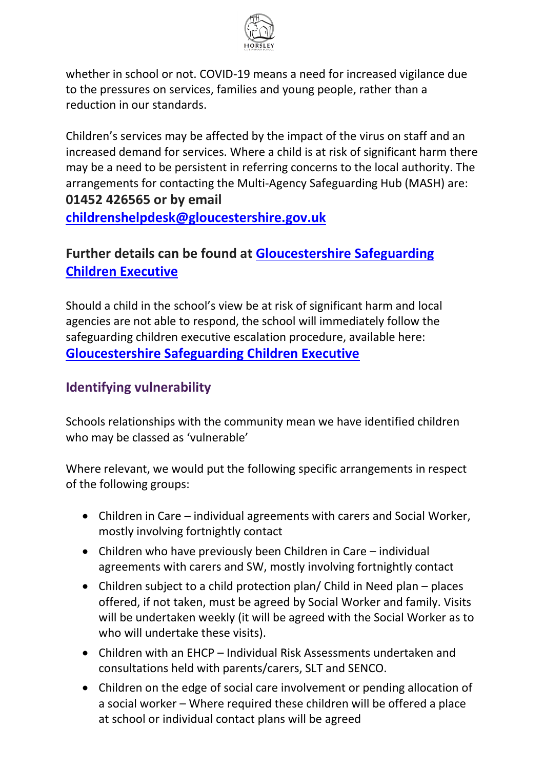whether in school or not. COVID-19 means a need for increased vigilance due to the pressures on services, families and young people, rather than a reduction in our standards.

Children's services may be affected by the impact of the virus on staff and an increased demand for services. Where a child is at risk of significant harm there may be a need to be persistent in referring concerns to the local authority. The arrangements for contacting the Multi-Agency Safeguarding Hub (MASH) are: **01452 426565 or by email** **childrenshelpdesk@gloucestershire.gov.uk**

**Further details can be found at Gloucestershire Safeguarding Children Executive**

Should a child in the school's view be at risk of significant harm and local agencies are not able to respond, the school will immediately follow the safeguarding children executive escalation procedure, available here: **Gloucestershire Safeguarding Children Executive**

## Identifying vulnerability

Schools relationships with the community mean we have identified children who may be classed as 'vulnerable'

Where relevant, we would put the following specific arrangements in respect of the following groups:

- Children in Care – individual agreements with carers and Social Worker, mostly involving fortnightly contact
- Children who have previously been Children in Care – individual agreements with carers and SW, mostly involving fortnightly contact
- Children subject to a child protection plan/ Child in Need plan – places offered, if not taken, must be agreed by Social Worker and family. Visits will be undertaken weekly (it will be agreed with the Social Worker as to who will undertake these visits).
- Children with an EHCP – Individual Risk Assessments undertaken and consultations held with parents/carers, SLT and SENCO.
- Children on the edge of social care involvement or pending allocation of a social worker – Where required these children will be offered a place at school or individual contact plans will be agreed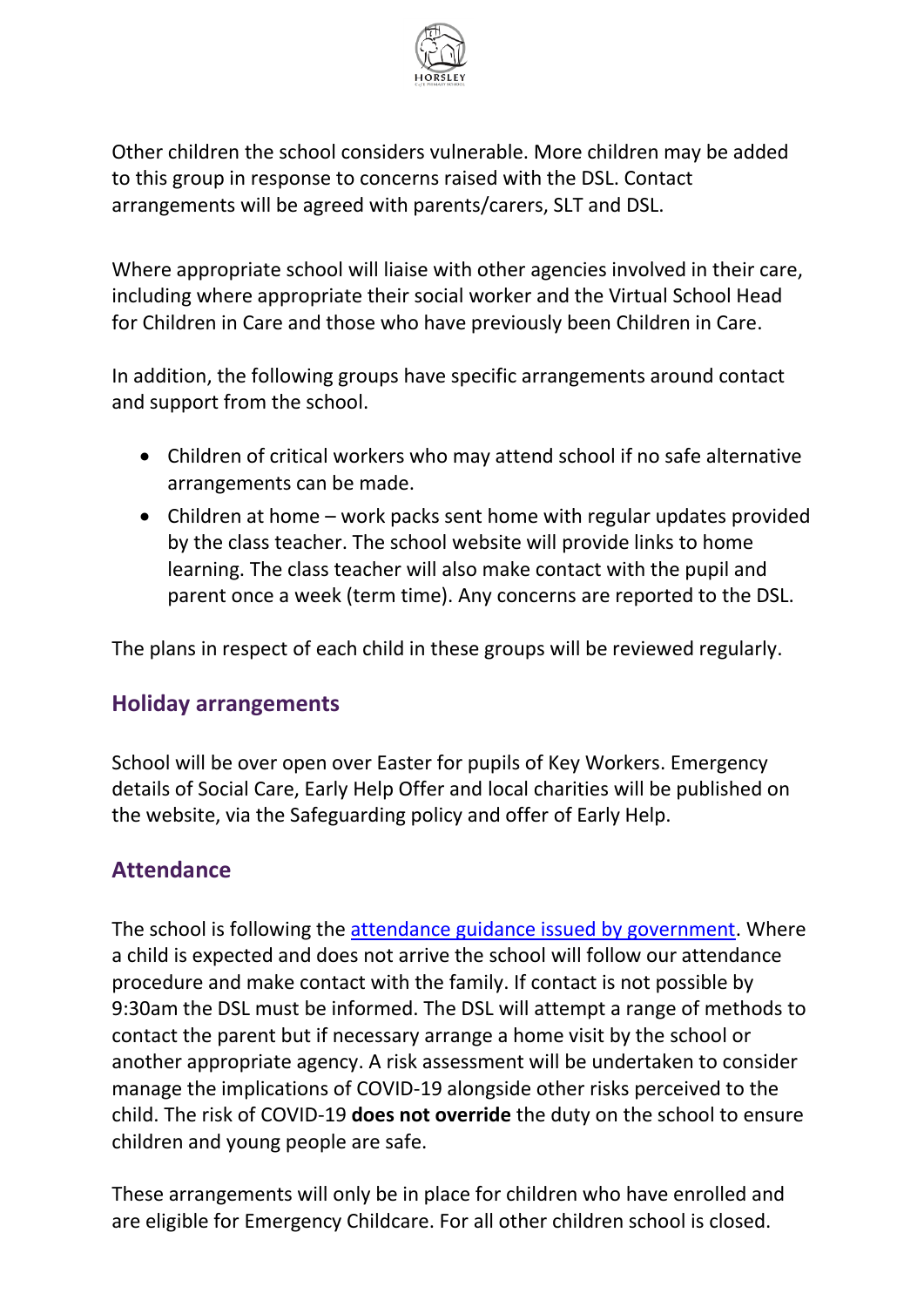Other children the school considers vulnerable. More children may be added to this group in response to concerns raised with the DSL. Contact arrangements will be agreed with parents/carers, SLT and DSL.

Where appropriate school will liaise with other agencies involved in their care, including where appropriate their social worker and the Virtual School Head for Children in Care and those who have previously been Children in Care.

In addition, the following groups have specific arrangements around contact and support from the school.

- Children of critical workers who may attend school if no safe alternative arrangements can be made.
- Children at home – work packs sent home with regular updates provided by the class teacher. The school website will provide links to home learning. The class teacher will also make contact with the pupil and parent once a week (term time). Any concerns are reported to the DSL.

The plans in respect of each child in these groups will be reviewed regularly.

## Holiday arrangements

School will be over open over Easter for pupils of Key Workers. Emergency details of Social Care, Early Help Offer and local charities will be published on the website, via the Safeguarding policy and offer of Early Help.

## Attendance

The school is following the [attendance guidance issued by government](). Where a child is expected and does not arrive the school will follow our attendance procedure and make contact with the family. If contact is not possible by 9:30am the DSL must be informed. The DSL will attempt a range of methods to contact the parent but if necessary arrange a home visit by the school or another appropriate agency. A risk assessment will be undertaken to consider manage the implications of COVID-19 alongside other risks perceived to the child. The risk of COVID-19 **does not override** the duty on the school to ensure children and young people are safe.

These arrangements will only be in place for children who have enrolled and are eligible for Emergency Childcare. For all other children school is closed.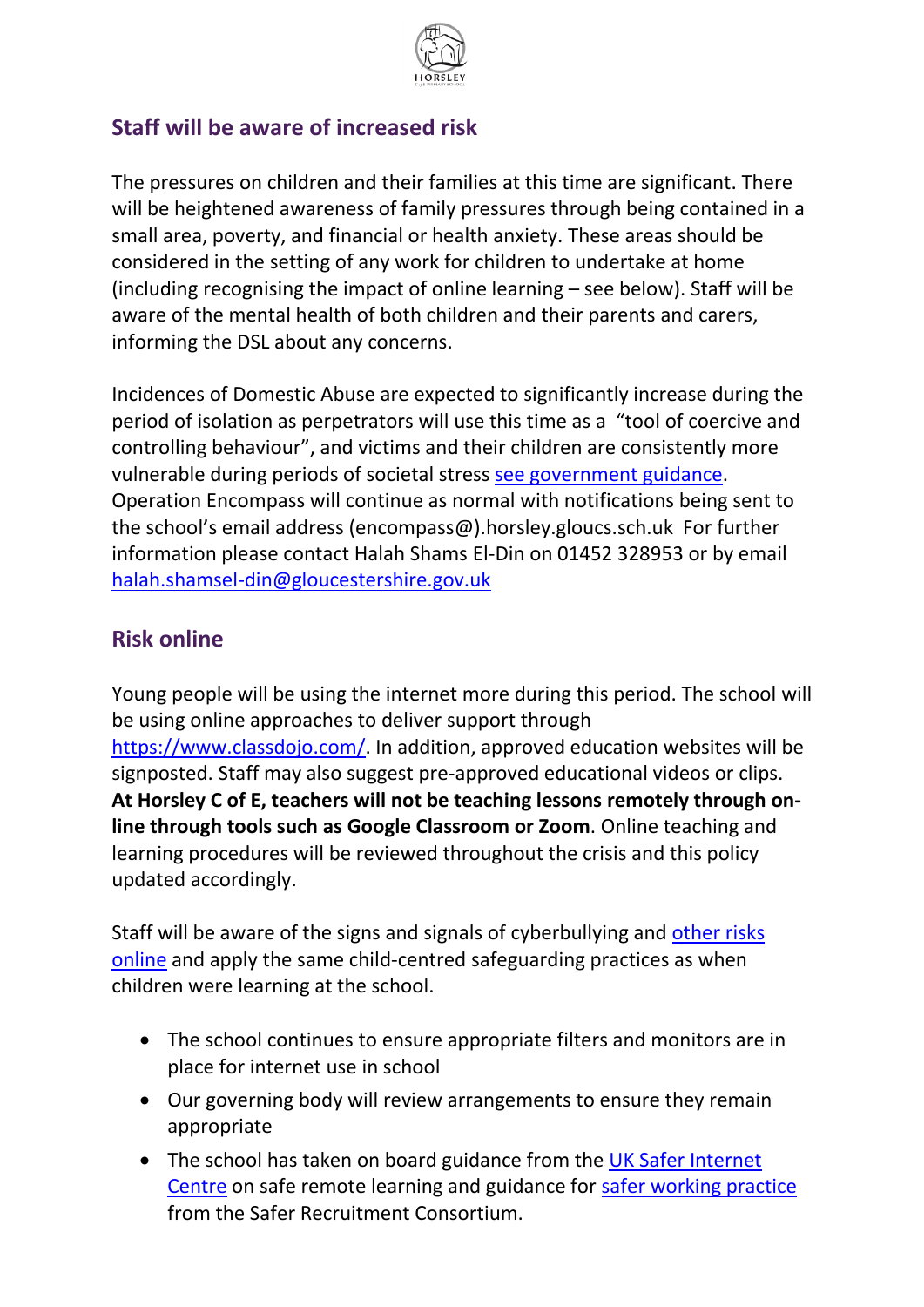## Staff will be aware of increased risk

The pressures on children and their families at this time are significant. There will be heightened awareness of family pressures through being contained in a small area, poverty, and financial or health anxiety. These areas should be considered in the setting of any work for children to undertake at home (including recognising the impact of online learning – see below). Staff will be aware of the mental health of both children and their parents and carers, informing the DSL about any concerns.

Incidences of Domestic Abuse are expected to significantly increase during the period of isolation as perpetrators will use this time as a "tool of coercive and controlling behaviour", and victims and their children are consistently more vulnerable during periods of societal stress see government guidance. Operation Encompass will continue as normal with notifications being sent to the school's email address (encompass@).horsley.gloucs.sch.uk For further information please contact Halah Shams El-Din on 01452 328953 or by email halah.shamsel-din@gloucestershire.gov.uk

## Risk online

Young people will be using the internet more during this period. The school will be using online approaches to deliver support through https://www.classdojo.com/. In addition, approved education websites will be signposted. Staff may also suggest pre-approved educational videos or clips. **At Horsley C of E, teachers will not be teaching lessons remotely through on-line through tools such as Google Classroom or Zoom**. Online teaching and learning procedures will be reviewed throughout the crisis and this policy updated accordingly.

Staff will be aware of the signs and signals of cyberbullying and other risks online and apply the same child-centred safeguarding practices as when children were learning at the school.

- The school continues to ensure appropriate filters and monitors are in place for internet use in school
- Our governing body will review arrangements to ensure they remain appropriate
- The school has taken on board guidance from the UK Safer Internet Centre on safe remote learning and guidance for safer working practice from the Safer Recruitment Consortium.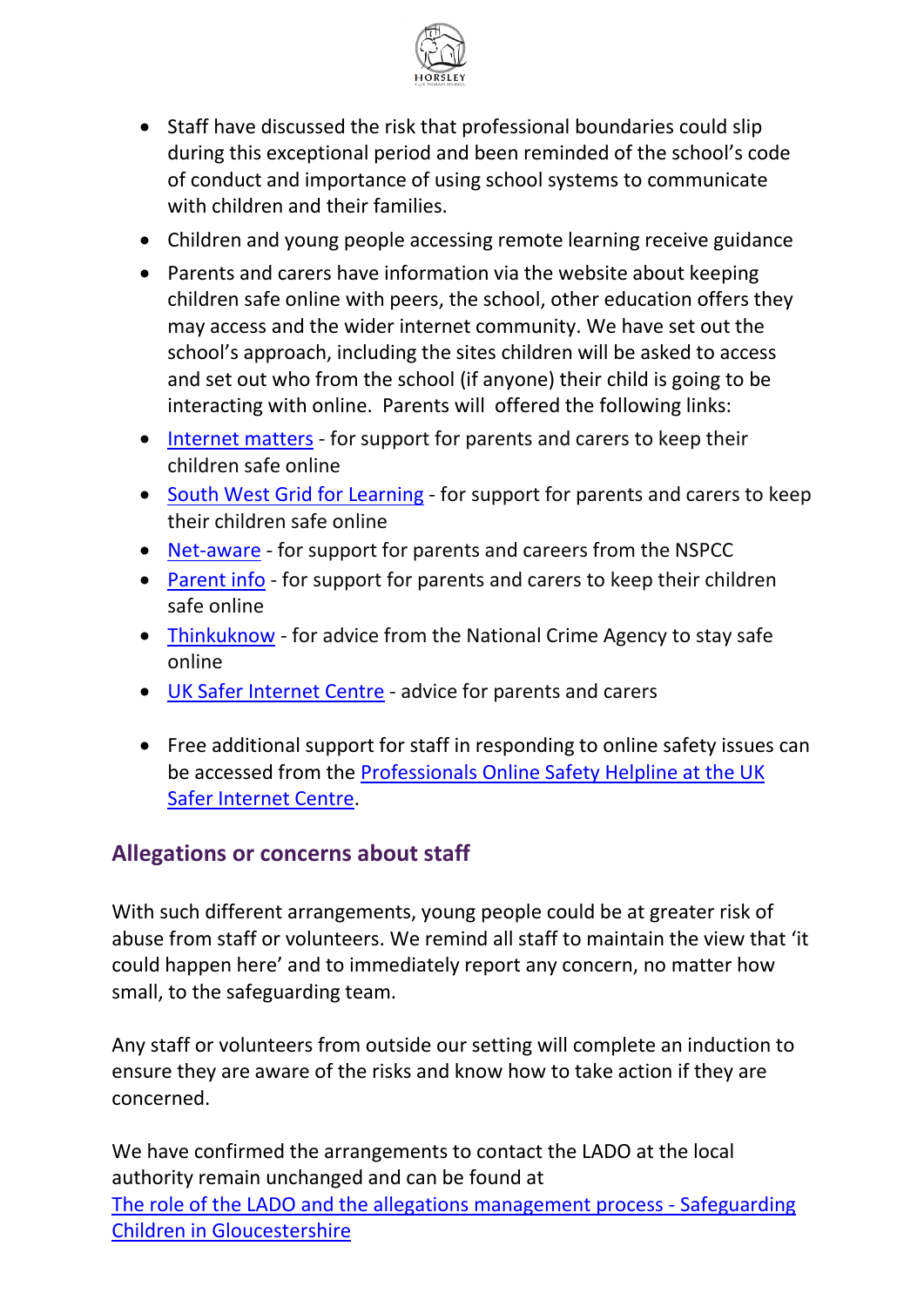- Staff have discussed the risk that professional boundaries could slip during this exceptional period and been reminded of the school's code of conduct and importance of using school systems to communicate with children and their families.
- Children and young people accessing remote learning receive guidance
- Parents and carers have information via the website about keeping children safe online with peers, the school, other education offers they may access and the wider internet community. We have set out the school's approach, including the sites children will be asked to access and set out who from the school (if anyone) their child is going to be interacting with online. Parents will offered the following links:
- Internet matters - for support for parents and carers to keep their children safe online
- South West Grid for Learning - for support for parents and carers to keep their children safe online
- Net-aware - for support for parents and careers from the NSPCC
- Parent info - for support for parents and carers to keep their children safe online
- Thinkuknow - for advice from the National Crime Agency to stay safe online
- UK Safer Internet Centre - advice for parents and carers

- Free additional support for staff in responding to online safety issues can be accessed from the Professionals Online Safety Helpline at the UK Safer Internet Centre.

## Allegations or concerns about staff

With such different arrangements, young people could be at greater risk of abuse from staff or volunteers. We remind all staff to maintain the view that 'it could happen here' and to immediately report any concern, no matter how small, to the safeguarding team.

Any staff or volunteers from outside our setting will complete an induction to ensure they are aware of the risks and know how to take action if they are concerned.

We have confirmed the arrangements to contact the LADO at the local authority remain unchanged and can be found at The role of the LADO and the allegations management process - Safeguarding Children in Gloucestershire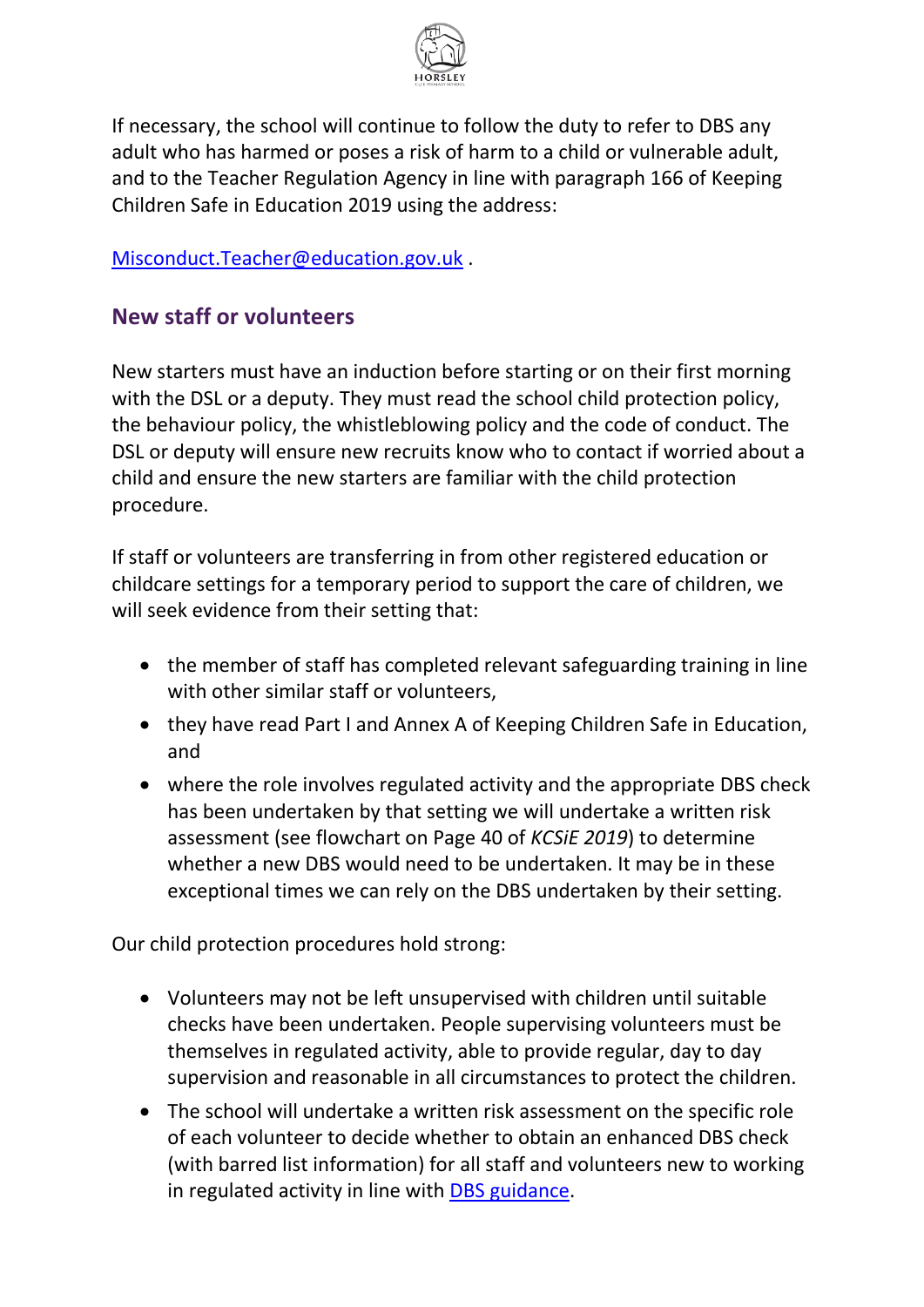If necessary, the school will continue to follow the duty to refer to DBS any adult who has harmed or poses a risk of harm to a child or vulnerable adult, and to the Teacher Regulation Agency in line with paragraph 166 of Keeping Children Safe in Education 2019 using the address:

[Misconduct.Teacher@education.gov.uk](mailto:Misconduct.Teacher@education.gov.uk) .

## New staff or volunteers

New starters must have an induction before starting or on their first morning with the DSL or a deputy. They must read the school child protection policy, the behaviour policy, the whistleblowing policy and the code of conduct. The DSL or deputy will ensure new recruits know who to contact if worried about a child and ensure the new starters are familiar with the child protection procedure.

If staff or volunteers are transferring in from other registered education or childcare settings for a temporary period to support the care of children, we will seek evidence from their setting that:

- the member of staff has completed relevant safeguarding training in line with other similar staff or volunteers,
- they have read Part I and Annex A of Keeping Children Safe in Education, and
- where the role involves regulated activity and the appropriate DBS check has been undertaken by that setting we will undertake a written risk assessment (see flowchart on Page 40 of *KCSiE 2019*) to determine whether a new DBS would need to be undertaken. It may be in these exceptional times we can rely on the DBS undertaken by their setting.

Our child protection procedures hold strong:

- Volunteers may not be left unsupervised with children until suitable checks have been undertaken. People supervising volunteers must be themselves in regulated activity, able to provide regular, day to day supervision and reasonable in all circumstances to protect the children.
- The school will undertake a written risk assessment on the specific role of each volunteer to decide whether to obtain an enhanced DBS check (with barred list information) for all staff and volunteers new to working in regulated activity in line with DBS guidance.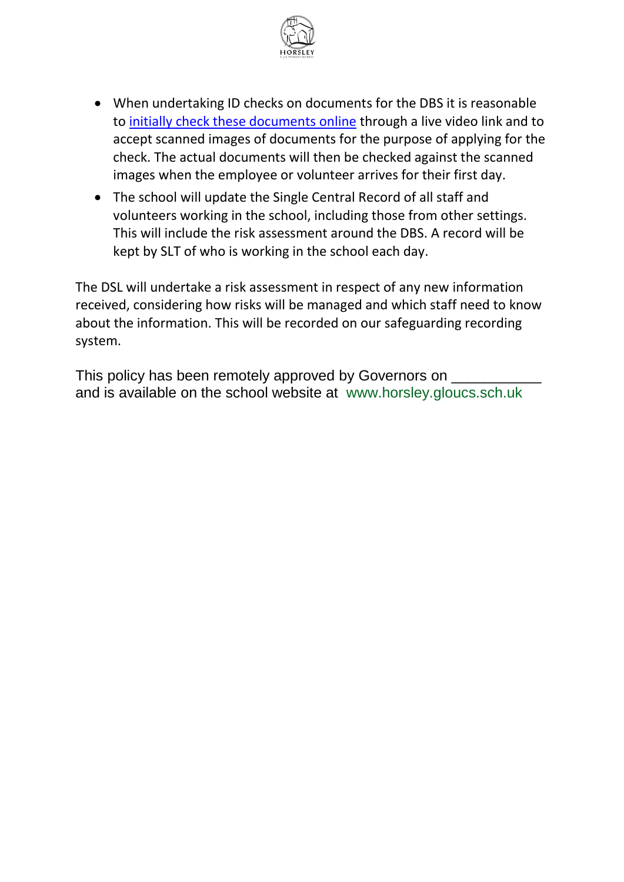- When undertaking ID checks on documents for the DBS it is reasonable to initially check these documents online through a live video link and to accept scanned images of documents for the purpose of applying for the check. The actual documents will then be checked against the scanned images when the employee or volunteer arrives for their first day.
- The school will update the Single Central Record of all staff and volunteers working in the school, including those from other settings. This will include the risk assessment around the DBS. A record will be kept by SLT of who is working in the school each day.

The DSL will undertake a risk assessment in respect of any new information received, considering how risks will be managed and which staff need to know about the information. This will be recorded on our safeguarding recording system.

This policy has been remotely approved by Governors on ___________ and is available on the school website at www.horsley.gloucs.sch.uk